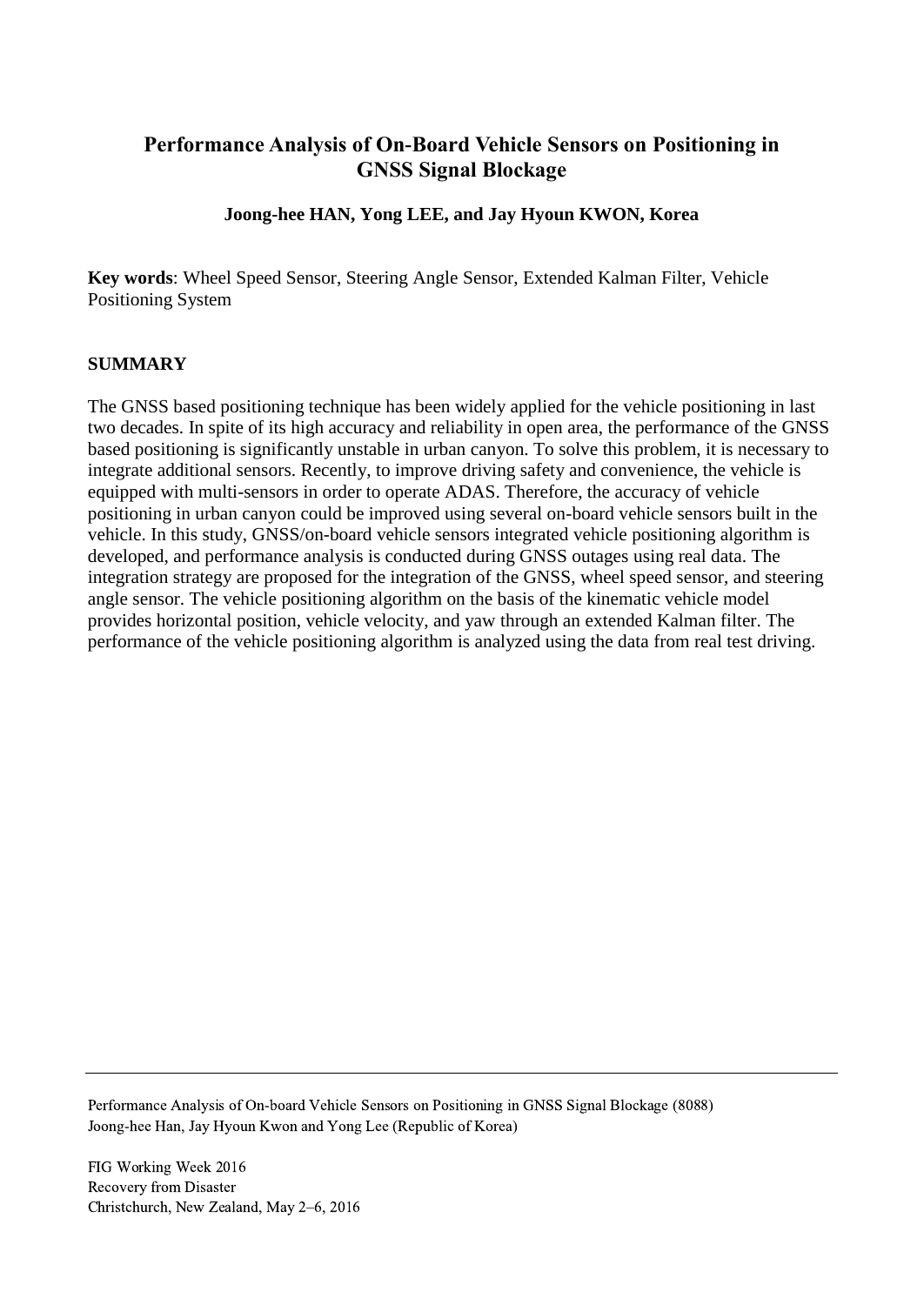# Performance Analysis of On-Board Vehicle Sensors on Positioning in GNSS Signal Blockage

**Joong-hee HAN, Yong LEE, and Jay Hyoun KWON, Korea**

**Key words**: Wheel Speed Sensor, Steering Angle Sensor, Extended Kalman Filter, Vehicle Positioning System

## SUMMARY

The GNSS based positioning technique has been widely applied for the vehicle positioning in last two decades. In spite of its high accuracy and reliability in open area, the performance of the GNSS based positioning is significantly unstable in urban canyon. To solve this problem, it is necessary to integrate additional sensors. Recently, to improve driving safety and convenience, the vehicle is equipped with multi-sensors in order to operate ADAS. Therefore, the accuracy of vehicle positioning in urban canyon could be improved using several on-board vehicle sensors built in the vehicle. In this study, GNSS/on-board vehicle sensors integrated vehicle positioning algorithm is developed, and performance analysis is conducted during GNSS outages using real data. The integration strategy are proposed for the integration of the GNSS, wheel speed sensor, and steering angle sensor. The vehicle positioning algorithm on the basis of the kinematic vehicle model provides horizontal position, vehicle velocity, and yaw through an extended Kalman filter. The performance of the vehicle positioning algorithm is analyzed using the data from real test driving.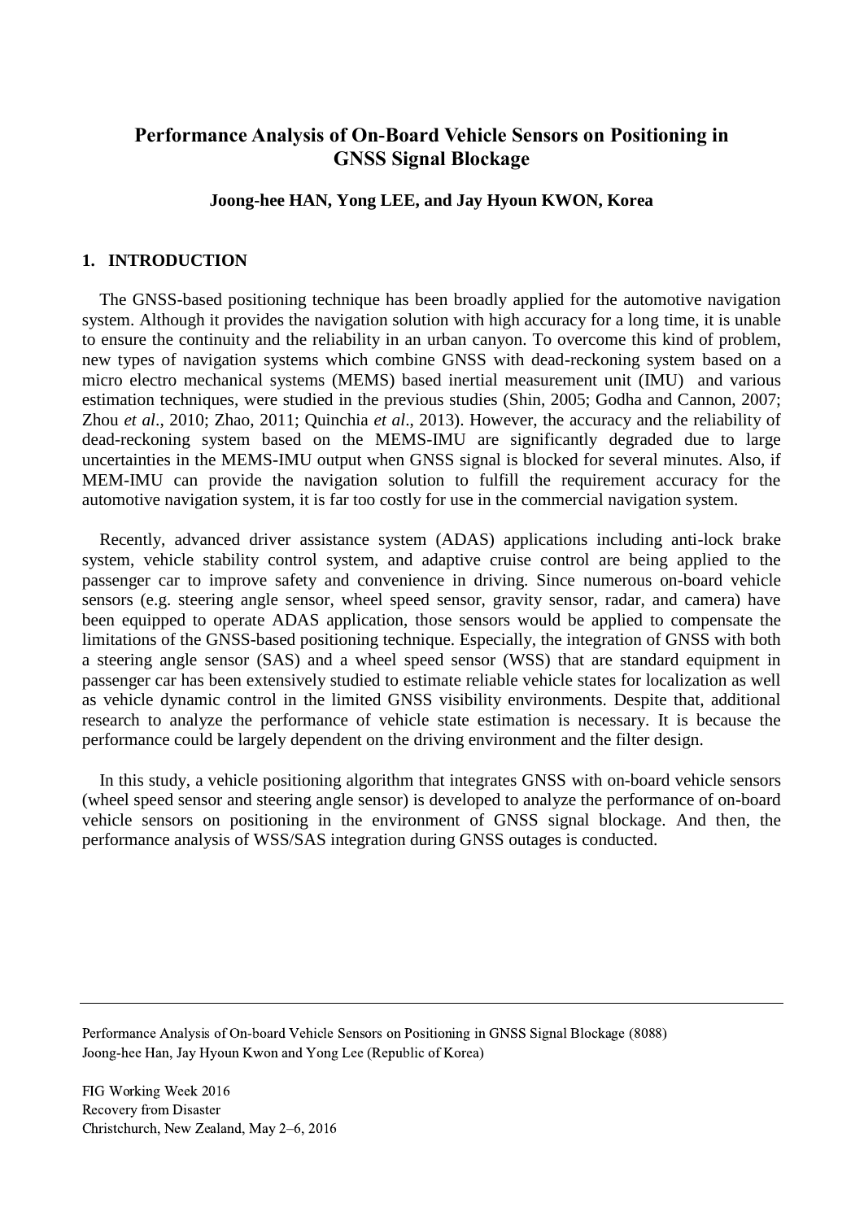# Performance Analysis of On-Board Vehicle Sensors on Positioning in GNSS Signal Blockage

**Joong-hee HAN, Yong LEE, and Jay Hyoun KWON, Korea**

## 1. INTRODUCTION

The GNSS-based positioning technique has been broadly applied for the automotive navigation system. Although it provides the navigation solution with high accuracy for a long time, it is unable to ensure the continuity and the reliability in an urban canyon. To overcome this kind of problem, new types of navigation systems which combine GNSS with dead-reckoning system based on a micro electro mechanical systems (MEMS) based inertial measurement unit (IMU) and various estimation techniques, were studied in the previous studies (Shin, 2005; Godha and Cannon, 2007; Zhou *et al*., 2010; Zhao, 2011; Quinchia *et al*., 2013). However, the accuracy and the reliability of dead-reckoning system based on the MEMS-IMU are significantly degraded due to large uncertainties in the MEMS-IMU output when GNSS signal is blocked for several minutes. Also, if MEM-IMU can provide the navigation solution to fulfill the requirement accuracy for the automotive navigation system, it is far too costly for use in the commercial navigation system.

Recently, advanced driver assistance system (ADAS) applications including anti-lock brake system, vehicle stability control system, and adaptive cruise control are being applied to the passenger car to improve safety and convenience in driving. Since numerous on-board vehicle sensors (e.g. steering angle sensor, wheel speed sensor, gravity sensor, radar, and camera) have been equipped to operate ADAS application, those sensors would be applied to compensate the limitations of the GNSS-based positioning technique. Especially, the integration of GNSS with both a steering angle sensor (SAS) and a wheel speed sensor (WSS) that are standard equipment in passenger car has been extensively studied to estimate reliable vehicle states for localization as well as vehicle dynamic control in the limited GNSS visibility environments. Despite that, additional research to analyze the performance of vehicle state estimation is necessary. It is because the performance could be largely dependent on the driving environment and the filter design.

In this study, a vehicle positioning algorithm that integrates GNSS with on-board vehicle sensors (wheel speed sensor and steering angle sensor) is developed to analyze the performance of on-board vehicle sensors on positioning in the environment of GNSS signal blockage. And then, the performance analysis of WSS/SAS integration during GNSS outages is conducted.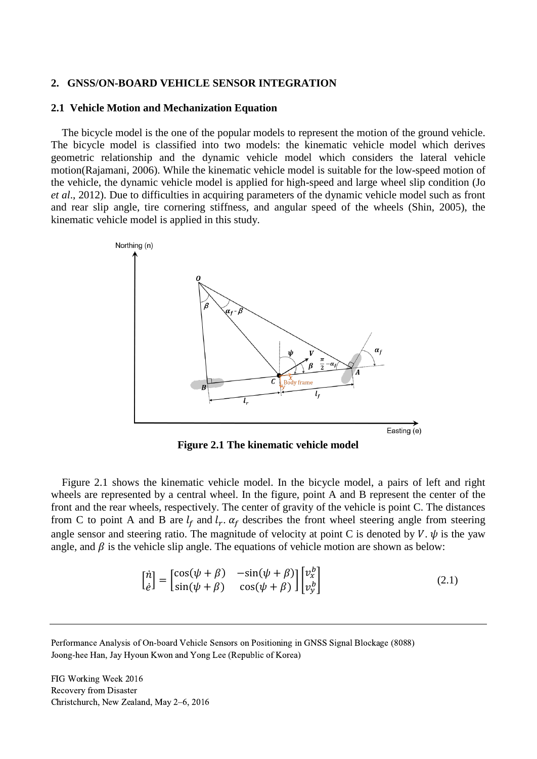## 2. GNSS/ON-BOARD VEHICLE SENSOR INTEGRATION

### 2.1 Vehicle Motion and Mechanization Equation

The bicycle model is the one of the popular models to represent the motion of the ground vehicle. The bicycle model is classified into two models: the kinematic vehicle model which derives geometric relationship and the dynamic vehicle model which considers the lateral vehicle motion(Rajamani, 2006). While the kinematic vehicle model is suitable for the low-speed motion of the vehicle, the dynamic vehicle model is applied for high-speed and large wheel slip condition (Jo *et al*., 2012). Due to difficulties in acquiring parameters of the dynamic vehicle model such as front and rear slip angle, tire cornering stiffness, and angular speed of the wheels (Shin, 2005), the kinematic vehicle model is applied in this study.

**Figure 2.1 The kinematic vehicle model**

Figure 2.1 shows the kinematic vehicle model. In the bicycle model, a pairs of left and right wheels are represented by a central wheel. In the figure, point A and B represent the center of the front and the rear wheels, respectively. The center of gravity of the vehicle is point C. The distances from C to point A and B are $l_f$ and $l_r$. $\alpha_f$ describes the front wheel steering angle from steering angle sensor and steering ratio. The magnitude of velocity at point C is denoted by $V$. $\psi$ is the yaw angle, and $\beta$ is the vehicle slip angle. The equations of vehicle motion are shown as below:

$$\begin{bmatrix} \dot{n} \\ \dot{e} \end{bmatrix} = \begin{bmatrix} \cos(\psi+\beta) & -\sin(\psi+\beta) \\ \sin(\psi+\beta) & \cos(\psi+\beta) \end{bmatrix} \begin{bmatrix} v_x^b \\ v_y^b \end{bmatrix} \tag{2.1}$$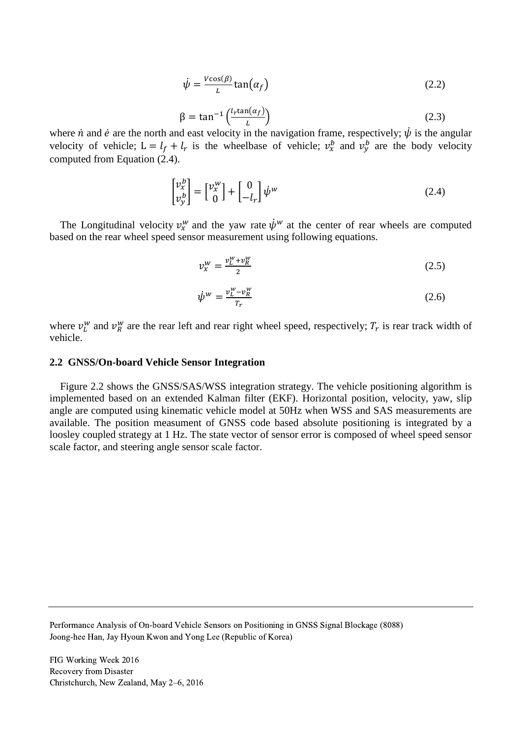$$\dot{\psi} = \frac{V\cos(\beta)}{L}\tan(\alpha_f) \tag{2.2}$$

$$\beta = \tan^{-1}\left(\frac{l_r \tan(\alpha_f)}{L}\right) \tag{2.3}$$

where $\dot{n}$ and $\dot{e}$ are the north and east velocity in the navigation frame, respectively; $\dot{\psi}$ is the angular velocity of vehicle; $\mathrm{L} = l_f + l_r$ is the wheelbase of vehicle; $v_x^b$ and $v_y^b$ are the body velocity computed from Equation (2.4).

$$\begin{bmatrix} v_x^b \\ v_y^b \end{bmatrix} = \begin{bmatrix} v_x^w \\ 0 \end{bmatrix} + \begin{bmatrix} 0 \\ -l_r \end{bmatrix} \dot{\psi}^w \tag{2.4}$$

The Longitudinal velocity $v_x^w$ and the yaw rate $\dot{\psi}^w$ at the center of rear wheels are computed based on the rear wheel speed sensor measurement using following equations.

$$v_x^w = \frac{v_L^w + v_R^w}{2} \tag{2.5}$$

$$\dot{\psi}^w = \frac{v_L^w - v_R^w}{T_r} \tag{2.6}$$

where $v_L^w$ and $v_R^w$ are the rear left and rear right wheel speed, respectively; $T_r$ is rear track width of vehicle.

## 2.2 GNSS/On-board Vehicle Sensor Integration

Figure 2.2 shows the GNSS/SAS/WSS integration strategy. The vehicle positioning algorithm is implemented based on an extended Kalman filter (EKF). Horizontal position, velocity, yaw, slip angle are computed using kinematic vehicle model at 50Hz when WSS and SAS measurements are available. The position measument of GNSS code based absolute positioning is integrated by a loosley coupled strategy at 1 Hz. The state vector of sensor error is composed of wheel speed sensor scale factor, and steering angle sensor scale factor.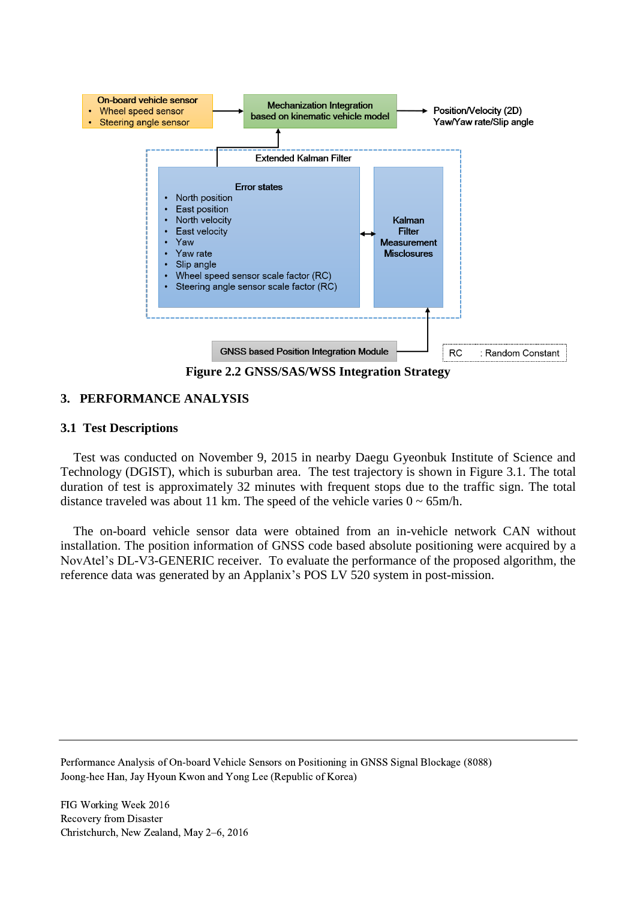Figure 2.2 GNSS/SAS/WSS Integration Strategy

## 3. PERFORMANCE ANALYSIS

### 3.1 Test Descriptions

Test was conducted on November 9, 2015 in nearby Daegu Gyeonbuk Institute of Science and Technology (DGIST), which is suburban area. The test trajectory is shown in Figure 3.1. The total duration of test is approximately 32 minutes with frequent stops due to the traffic sign. The total distance traveled was about 11 km. The speed of the vehicle varies 0 ~ 65m/h.

The on-board vehicle sensor data were obtained from an in-vehicle network CAN without installation. The position information of GNSS code based absolute positioning were acquired by a NovAtel's DL-V3-GENERIC receiver. To evaluate the performance of the proposed algorithm, the reference data was generated by an Applanix's POS LV 520 system in post-mission.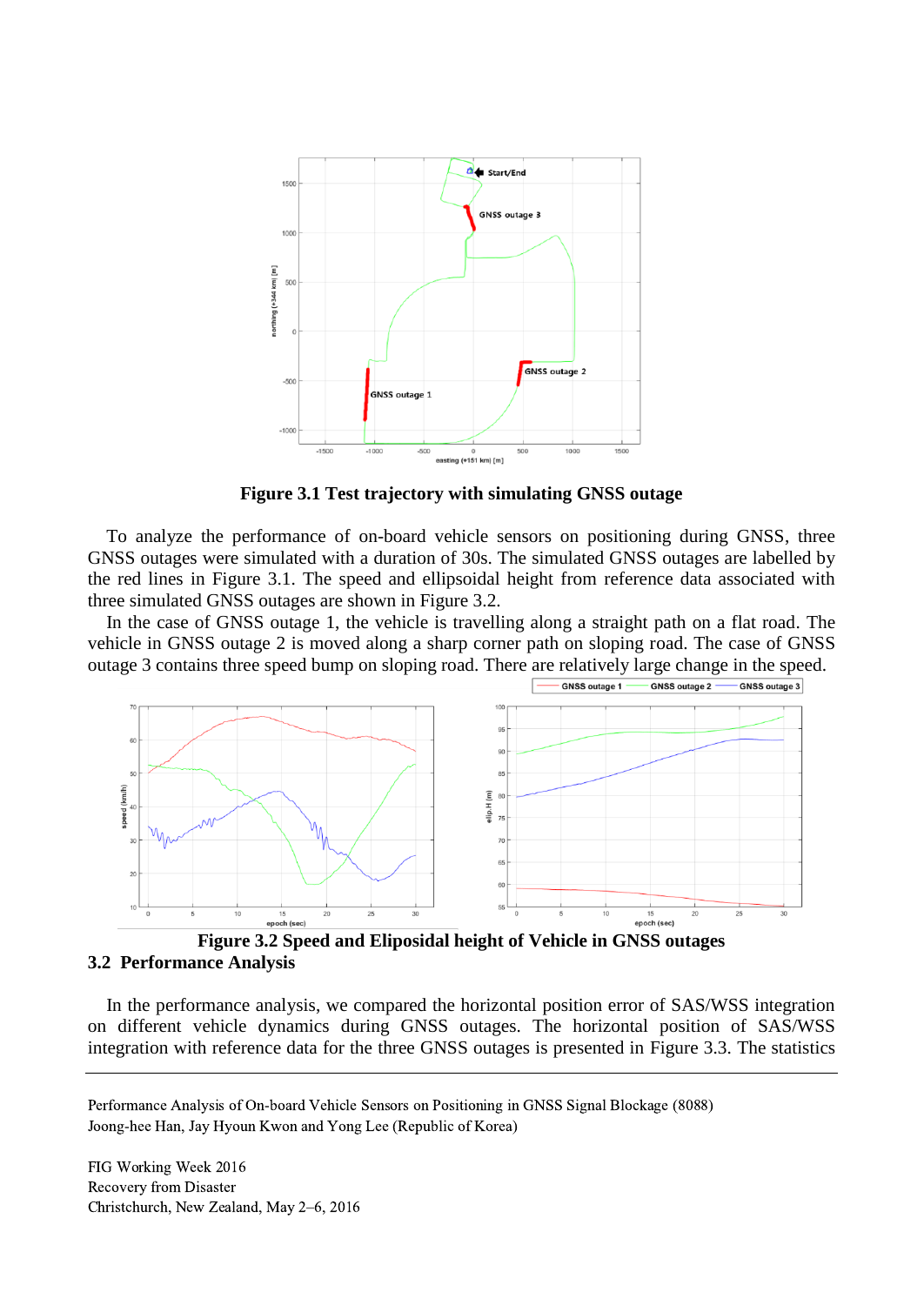**Figure 3.1 Test trajectory with simulating GNSS outage**

To analyze the performance of on-board vehicle sensors on positioning during GNSS, three GNSS outages were simulated with a duration of 30s. The simulated GNSS outages are labelled by the red lines in Figure 3.1. The speed and ellipsoidal height from reference data associated with three simulated GNSS outages are shown in Figure 3.2.

In the case of GNSS outage 1, the vehicle is travelling along a straight path on a flat road. The vehicle in GNSS outage 2 is moved along a sharp corner path on sloping road. The case of GNSS outage 3 contains three speed bump on sloping road. There are relatively large change in the speed.

**Figure 3.2 Speed and Eliposidal height of Vehicle in GNSS outages**

## 3.2 Performance Analysis

In the performance analysis, we compared the horizontal position error of SAS/WSS integration on different vehicle dynamics during GNSS outages. The horizontal position of SAS/WSS integration with reference data for the three GNSS outages is presented in Figure 3.3. The statistics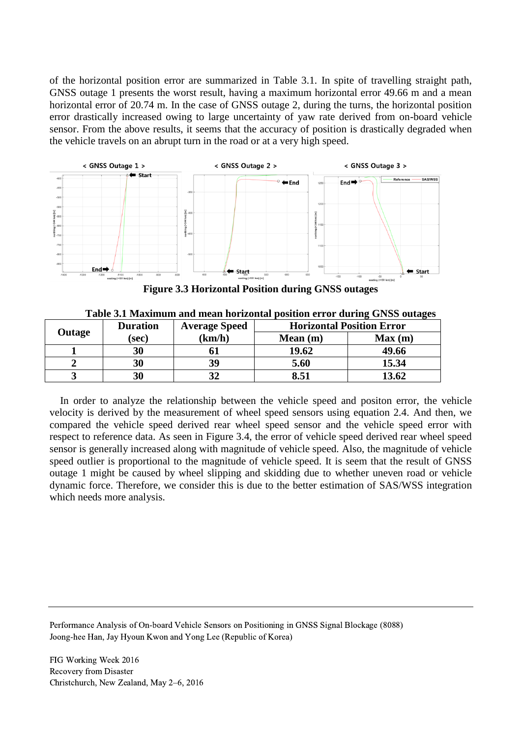of the horizontal position error are summarized in Table 3.1. In spite of travelling straight path, GNSS outage 1 presents the worst result, having a maximum horizontal error 49.66 m and a mean horizontal error of 20.74 m. In the case of GNSS outage 2, during the turns, the horizontal position error drastically increased owing to large uncertainty of yaw rate derived from on-board vehicle sensor. From the above results, it seems that the accuracy of position is drastically degraded when the vehicle travels on an abrupt turn in the road or at a very high speed.

**Figure 3.3 Horizontal Position during GNSS outages**

**Table 3.1 Maximum and mean horizontal position error during GNSS outages**

| Outage | Duration (sec) | Average Speed (km/h) | Horizontal Position Error | |
|---|---|---|---|---|
| | | | Mean (m) | Max (m) |
| 1 | 30 | 61 | 19.62 | 49.66 |
| 2 | 30 | 39 | 5.60 | 15.34 |
| 3 | 30 | 32 | 8.51 | 13.62 |

In order to analyze the relationship between the vehicle speed and positon error, the vehicle velocity is derived by the measurement of wheel speed sensors using equation 2.4. And then, we compared the vehicle speed derived rear wheel speed sensor and the vehicle speed error with respect to reference data. As seen in Figure 3.4, the error of vehicle speed derived rear wheel speed sensor is generally increased along with magnitude of vehicle speed. Also, the magnitude of vehicle speed outlier is proportional to the magnitude of vehicle speed. It is seem that the result of GNSS outage 1 might be caused by wheel slipping and skidding due to whether uneven road or vehicle dynamic force. Therefore, we consider this is due to the better estimation of SAS/WSS integration which needs more analysis.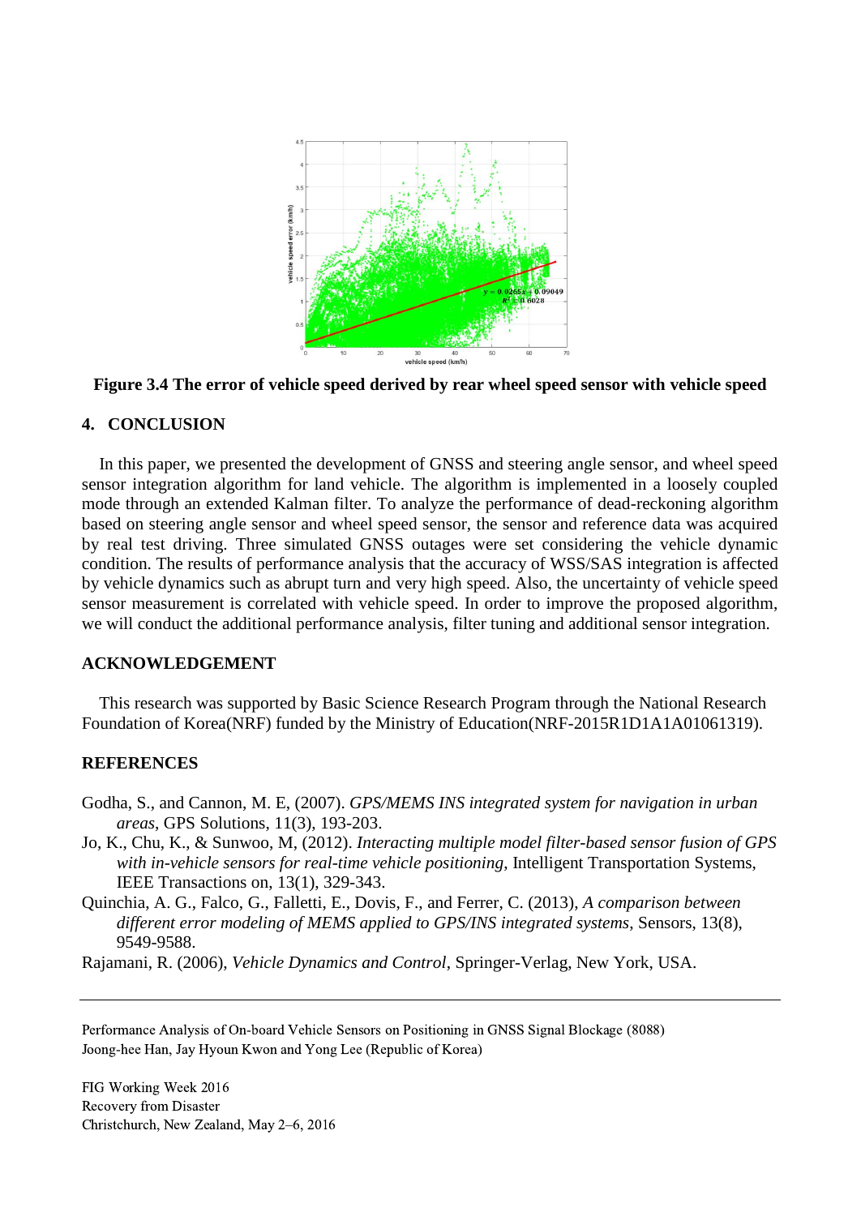**Figure 3.4 The error of vehicle speed derived by rear wheel speed sensor with vehicle speed**

## 4. CONCLUSION

In this paper, we presented the development of GNSS and steering angle sensor, and wheel speed sensor integration algorithm for land vehicle. The algorithm is implemented in a loosely coupled mode through an extended Kalman filter. To analyze the performance of dead-reckoning algorithm based on steering angle sensor and wheel speed sensor, the sensor and reference data was acquired by real test driving. Three simulated GNSS outages were set considering the vehicle dynamic condition. The results of performance analysis that the accuracy of WSS/SAS integration is affected by vehicle dynamics such as abrupt turn and very high speed. Also, the uncertainty of vehicle speed sensor measurement is correlated with vehicle speed. In order to improve the proposed algorithm, we will conduct the additional performance analysis, filter tuning and additional sensor integration.

## ACKNOWLEDGEMENT

This research was supported by Basic Science Research Program through the National Research Foundation of Korea(NRF) funded by the Ministry of Education(NRF-2015R1D1A1A01061319).

## REFERENCES

Godha, S., and Cannon, M. E, (2007). *GPS/MEMS INS integrated system for navigation in urban areas*, GPS Solutions, 11(3), 193-203.

Jo, K., Chu, K., & Sunwoo, M, (2012). *Interacting multiple model filter-based sensor fusion of GPS with in-vehicle sensors for real-time vehicle positioning*, Intelligent Transportation Systems, IEEE Transactions on, 13(1), 329-343.

Quinchia, A. G., Falco, G., Falletti, E., Dovis, F., and Ferrer, C. (2013), *A comparison between different error modeling of MEMS applied to GPS/INS integrated systems*, Sensors, 13(8), 9549-9588.

Rajamani, R. (2006), *Vehicle Dynamics and Control*, Springer-Verlag, New York, USA.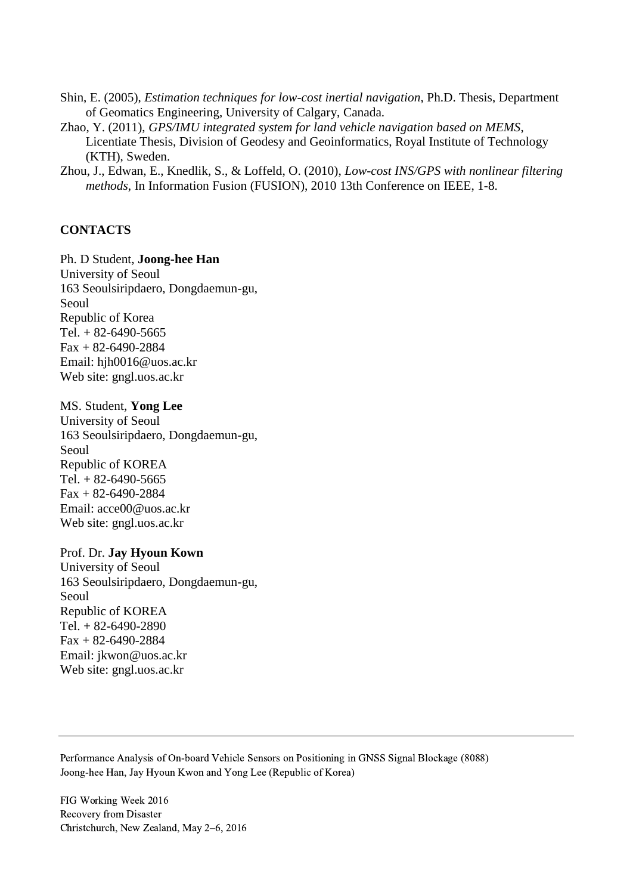Shin, E. (2005), *Estimation techniques for low-cost inertial navigation*, Ph.D. Thesis, Department of Geomatics Engineering, University of Calgary, Canada.

Zhao, Y. (2011), *GPS/IMU integrated system for land vehicle navigation based on MEMS*, Licentiate Thesis, Division of Geodesy and Geoinformatics, Royal Institute of Technology (KTH), Sweden.

Zhou, J., Edwan, E., Knedlik, S., & Loffeld, O. (2010), *Low-cost INS/GPS with nonlinear filtering methods*, In Information Fusion (FUSION), 2010 13th Conference on IEEE, 1-8.

## CONTACTS

Ph. D Student, **Joong-hee Han**
University of Seoul
163 Seoulsiripdaero, Dongdaemun-gu,
Seoul
Republic of Korea
Tel. + 82-6490-5665
Fax + 82-6490-2884
Email: hjh0016@uos.ac.kr
Web site: gngl.uos.ac.kr

MS. Student, **Yong Lee**
University of Seoul
163 Seoulsiripdaero, Dongdaemun-gu,
Seoul
Republic of KOREA
Tel. + 82-6490-5665
Fax + 82-6490-2884
Email: acce00@uos.ac.kr
Web site: gngl.uos.ac.kr

Prof. Dr. **Jay Hyoun Kown**
University of Seoul
163 Seoulsiripdaero, Dongdaemun-gu,
Seoul
Republic of KOREA
Tel. + 82-6490-2890
Fax + 82-6490-2884
Email: jkwon@uos.ac.kr
Web site: gngl.uos.ac.kr